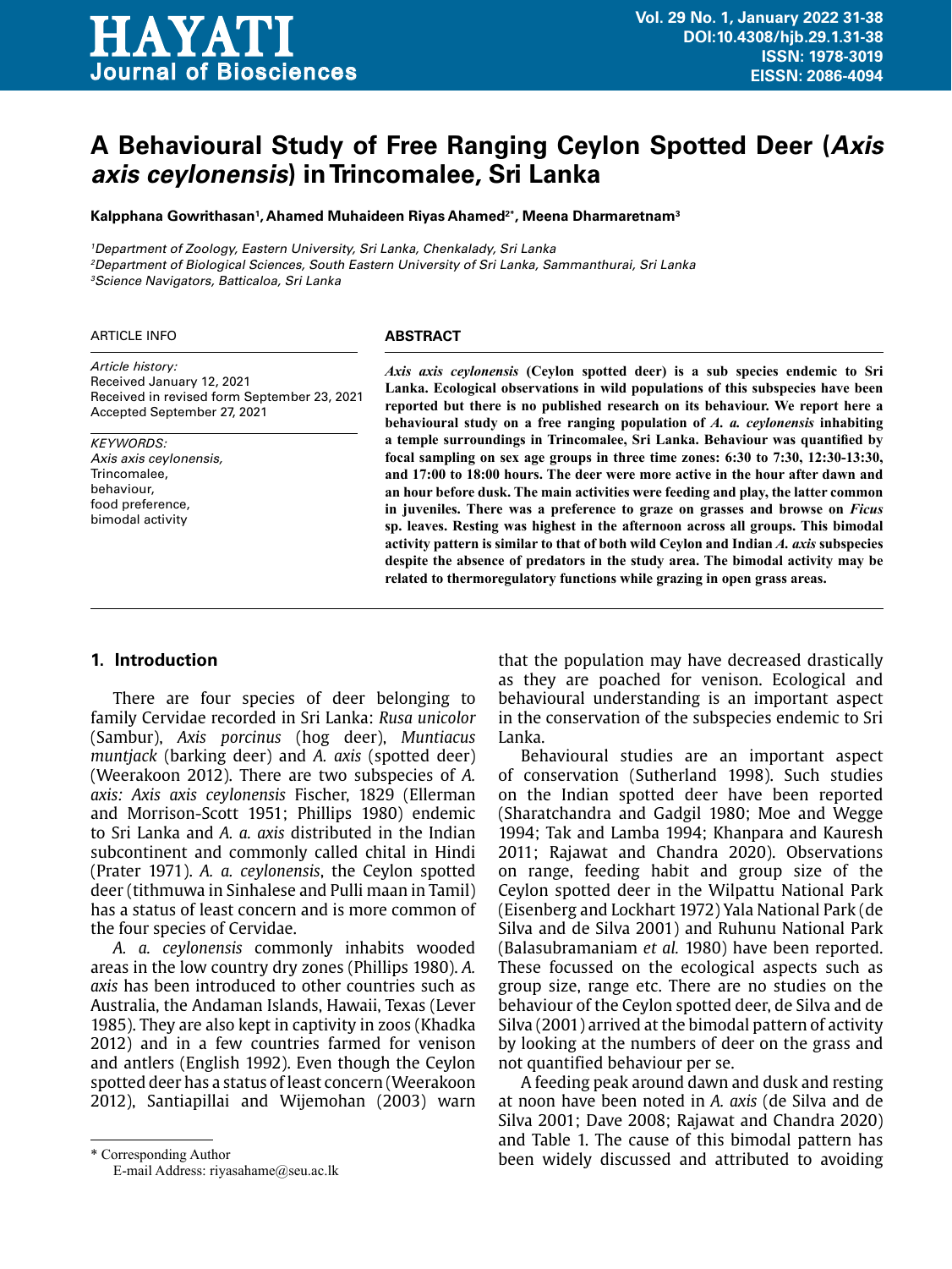# A Behavioural Study of Free Ranging Ceylon Spotted Deer (*Axis axis ceylonensis*) in Trincomalee, Sri Lanka

**Kalpphana Gowrithasan[1], Ahamed Muhaideen Riyas Ahamed[2*], Meena Dharmaretnam[3]**

[1]*Department of Zoology, Eastern University, Sri Lanka, Chenkalady, Sri Lanka*
[2]*Department of Biological Sciences, South Eastern University of Sri Lanka, Sammanthurai, Sri Lanka*
[3]*Science Navigators, Batticaloa, Sri Lanka*

ARTICLE INFO

*Article history:*
Received January 12, 2021
Received in revised form September 23, 2021
Accepted September 27, 2021

*KEYWORDS:*
*Axis axis ceylonensis,*
Trincomalee,
behaviour,
food preference,
bimodal activity

**ABSTRACT**

***Axis axis ceylonensis*** **(Ceylon spotted deer) is a sub species endemic to Sri Lanka. Ecological observations in wild populations of this subspecies have been reported but there is no published research on its behaviour. We report here a behavioural study on a free ranging population of *A. a. ceylonensis* inhabiting a temple surroundings in Trincomalee, Sri Lanka. Behaviour was quantified by focal sampling on sex age groups in three time zones: 6:30 to 7:30, 12:30-13:30, and 17:00 to 18:00 hours. The deer were more active in the hour after dawn and an hour before dusk. The main activities were feeding and play, the latter common in juveniles. There was a preference to graze on grasses and browse on *Ficus* sp. leaves. Resting was highest in the afternoon across all groups. This bimodal activity pattern is similar to that of both wild Ceylon and Indian *A. axis* subspecies despite the absence of predators in the study area. The bimodal activity may be related to thermoregulatory functions while grazing in open grass areas.**

## 1. Introduction

There are four species of deer belonging to family Cervidae recorded in Sri Lanka: *Rusa unicolor* (Sambur), *Axis porcinus* (hog deer), *Muntiacus muntjack* (barking deer) and *A. axis* (spotted deer) (Weerakoon 2012). There are two subspecies of *A. axis: Axis axis ceylonensis* Fischer, 1829 (Ellerman and Morrison-Scott 1951; Phillips 1980) endemic to Sri Lanka and *A. a. axis* distributed in the Indian subcontinent and commonly called chital in Hindi (Prater 1971). *A. a. ceylonensis*, the Ceylon spotted deer (tithmuwa in Sinhalese and Pulli maan in Tamil) has a status of least concern and is more common of the four species of Cervidae.

*A. a. ceylonensis* commonly inhabits wooded areas in the low country dry zones (Phillips 1980). *A. axis* has been introduced to other countries such as Australia, the Andaman Islands, Hawaii, Texas (Lever 1985). They are also kept in captivity in zoos (Khadka 2012) and in a few countries farmed for venison and antlers (English 1992). Even though the Ceylon spotted deer has a status of least concern (Weerakoon 2012), Santiapillai and Wijemohan (2003) warn that the population may have decreased drastically as they are poached for venison. Ecological and behavioural understanding is an important aspect in the conservation of the subspecies endemic to Sri Lanka.

Behavioural studies are an important aspect of conservation (Sutherland 1998). Such studies on the Indian spotted deer have been reported (Sharatchandra and Gadgil 1980; Moe and Wegge 1994; Tak and Lamba 1994; Khanpara and Kauresh 2011; Rajawat and Chandra 2020). Observations on range, feeding habit and group size of the Ceylon spotted deer in the Wilpattu National Park (Eisenberg and Lockhart 1972) Yala National Park (de Silva and de Silva 2001) and Ruhunu National Park (Balasubramaniam *et al.* 1980) have been reported. These focussed on the ecological aspects such as group size, range etc. There are no studies on the behaviour of the Ceylon spotted deer, de Silva and de Silva (2001) arrived at the bimodal pattern of activity by looking at the numbers of deer on the grass and not quantified behaviour per se.

A feeding peak around dawn and dusk and resting at noon have been noted in *A. axis* (de Silva and de Silva 2001; Dave 2008; Rajawat and Chandra 2020) and Table 1. The cause of this bimodal pattern has been widely discussed and attributed to avoiding

\* Corresponding Author
E-mail Address: riyasahame@seu.ac.lk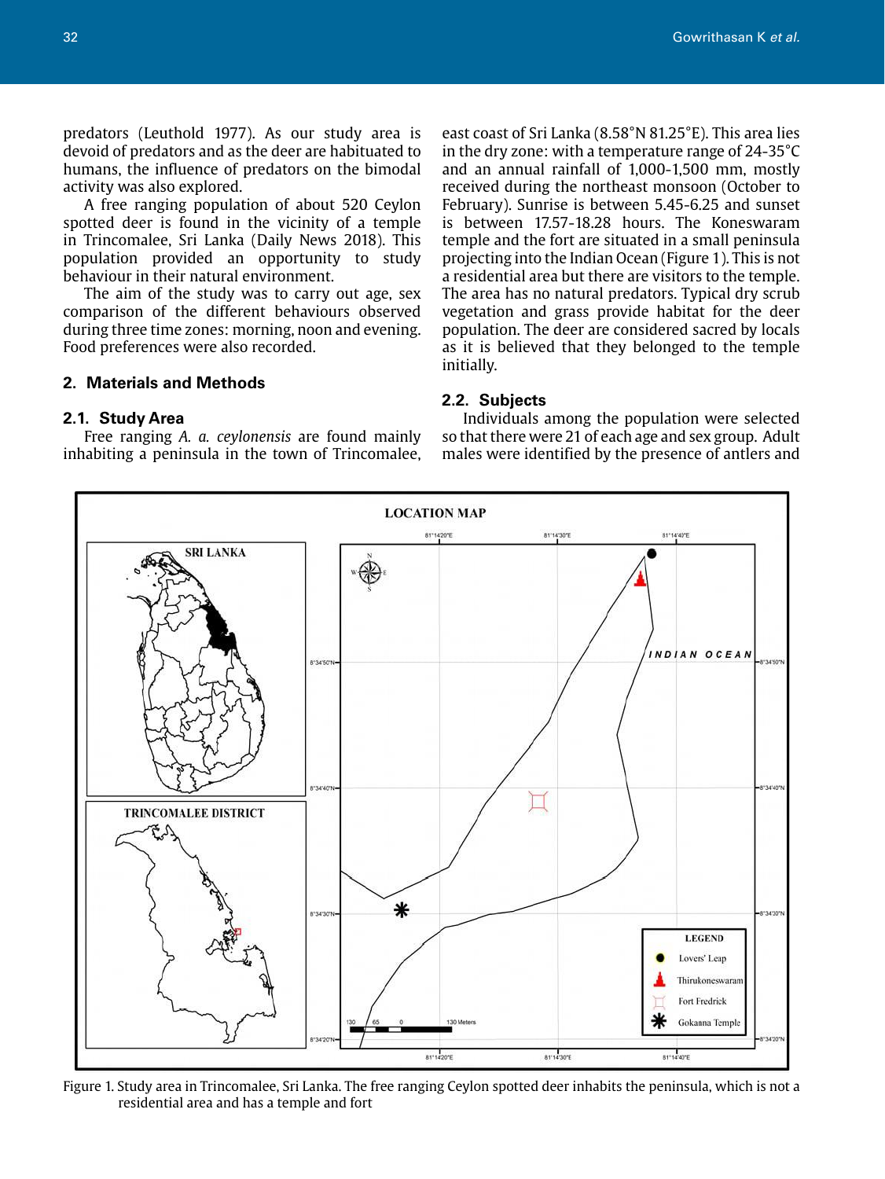predators (Leuthold 1977). As our study area is devoid of predators and as the deer are habituated to humans, the influence of predators on the bimodal activity was also explored.

A free ranging population of about 520 Ceylon spotted deer is found in the vicinity of a temple in Trincomalee, Sri Lanka (Daily News 2018). This population provided an opportunity to study behaviour in their natural environment.

The aim of the study was to carry out age, sex comparison of the different behaviours observed during three time zones: morning, noon and evening. Food preferences were also recorded.

## 2. Materials and Methods

### 2.1. Study Area

Free ranging *A. a. ceylonensis* are found mainly inhabiting a peninsula in the town of Trincomalee, east coast of Sri Lanka (8.58°N 81.25°E). This area lies in the dry zone: with a temperature range of 24-35°C and an annual rainfall of 1,000-1,500 mm, mostly received during the northeast monsoon (October to February). Sunrise is between 5.45-6.25 and sunset is between 17.57-18.28 hours. The Koneswaram temple and the fort are situated in a small peninsula projecting into the Indian Ocean (Figure 1). This is not a residential area but there are visitors to the temple. The area has no natural predators. Typical dry scrub vegetation and grass provide habitat for the deer population. The deer are considered sacred by locals as it is believed that they belonged to the temple initially.

### 2.2. Subjects

Individuals among the population were selected so that there were 21 of each age and sex group. Adult males were identified by the presence of antlers and

Figure 1. Study area in Trincomalee, Sri Lanka. The free ranging Ceylon spotted deer inhabits the peninsula, which is not a residential area and has a temple and fort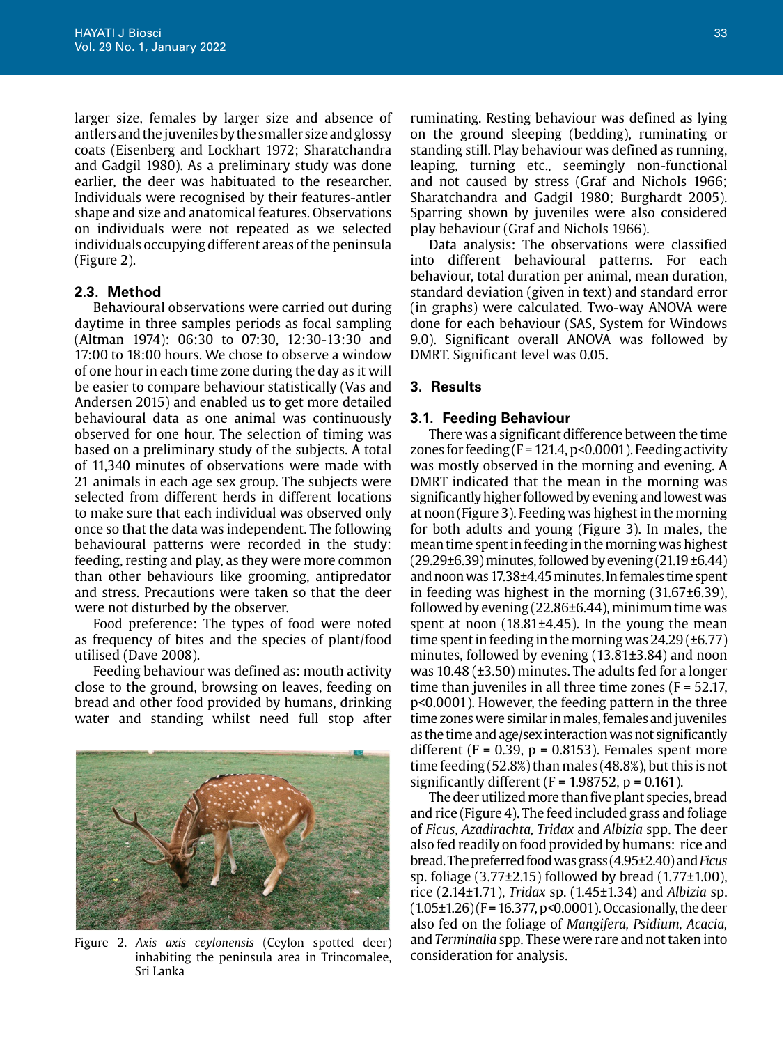larger size, females by larger size and absence of antlers and the juveniles by the smaller size and glossy coats (Eisenberg and Lockhart 1972; Sharatchandra and Gadgil 1980). As a preliminary study was done earlier, the deer was habituated to the researcher. Individuals were recognised by their features-antler shape and size and anatomical features. Observations on individuals were not repeated as we selected individuals occupying different areas of the peninsula (Figure 2).

### 2.3. Method

Behavioural observations were carried out during daytime in three samples periods as focal sampling (Altman 1974): 06:30 to 07:30, 12:30-13:30 and 17:00 to 18:00 hours. We chose to observe a window of one hour in each time zone during the day as it will be easier to compare behaviour statistically (Vas and Andersen 2015) and enabled us to get more detailed behavioural data as one animal was continuously observed for one hour. The selection of timing was based on a preliminary study of the subjects. A total of 11,340 minutes of observations were made with 21 animals in each age sex group. The subjects were selected from different herds in different locations to make sure that each individual was observed only once so that the data was independent. The following behavioural patterns were recorded in the study: feeding, resting and play, as they were more common than other behaviours like grooming, antipredator and stress. Precautions were taken so that the deer were not disturbed by the observer.

Food preference: The types of food were noted as frequency of bites and the species of plant/food utilised (Dave 2008).

Feeding behaviour was defined as: mouth activity close to the ground, browsing on leaves, feeding on bread and other food provided by humans, drinking water and standing whilst need full stop after ruminating. Resting behaviour was defined as lying on the ground sleeping (bedding), ruminating or standing still. Play behaviour was defined as running, leaping, turning etc., seemingly non-functional and not caused by stress (Graf and Nichols 1966; Sharatchandra and Gadgil 1980; Burghardt 2005). Sparring shown by juveniles were also considered play behaviour (Graf and Nichols 1966).

Data analysis: The observations were classified into different behavioural patterns. For each behaviour, total duration per animal, mean duration, standard deviation (given in text) and standard error (in graphs) were calculated. Two-way ANOVA were done for each behaviour (SAS, System for Windows 9.0). Significant overall ANOVA was followed by DMRT. Significant level was 0.05.

Figure 2. *Axis axis ceylonensis* (Ceylon spotted deer) inhabiting the peninsula area in Trincomalee, Sri Lanka

## 3. Results

### 3.1. Feeding Behaviour

There was a significant difference between the time zones for feeding ($F = 121.4$, $p<0.0001$). Feeding activity was mostly observed in the morning and evening. A DMRT indicated that the mean in the morning was significantly higher followed by evening and lowest was at noon (Figure 3). Feeding was highest in the morning for both adults and young (Figure 3). In males, the mean time spent in feeding in the morning was highest (29.29±6.39) minutes, followed by evening (21.19±6.44) and noon was 17.38±4.45 minutes. In females time spent in feeding was highest in the morning (31.67±6.39), followed by evening (22.86±6.44), minimum time was spent at noon (18.81±4.45). In the young the mean time spent in feeding in the morning was 24.29 (±6.77) minutes, followed by evening (13.81±3.84) and noon was 10.48 (±3.50) minutes. The adults fed for a longer time than juveniles in all three time zones ($F = 52.17$, $p<0.0001$). However, the feeding pattern in the three time zones were similar in males, females and juveniles as the time and age/sex interaction was not significantly different ($F = 0.39$, $p = 0.8153$). Females spent more time feeding (52.8%) than males (48.8%), but this is not significantly different ($F = 1.98752$, $p = 0.161$).

The deer utilized more than five plant species, bread and rice (Figure 4). The feed included grass and foliage of *Ficus*, *Azadirachta, Tridax* and *Albizia* spp. The deer also fed readily on food provided by humans: rice and bread. The preferred food was grass (4.95±2.40) and *Ficus* sp. foliage (3.77±2.15) followed by bread (1.77±1.00), rice (2.14±1.71), *Tridax* sp. (1.45±1.34) and *Albizia* sp. (1.05±1.26) ($F = 16.377$, $p<0.0001$). Occasionally, the deer also fed on the foliage of *Mangifera, Psidium, Acacia,* and *Terminalia* spp. These were rare and not taken into consideration for analysis.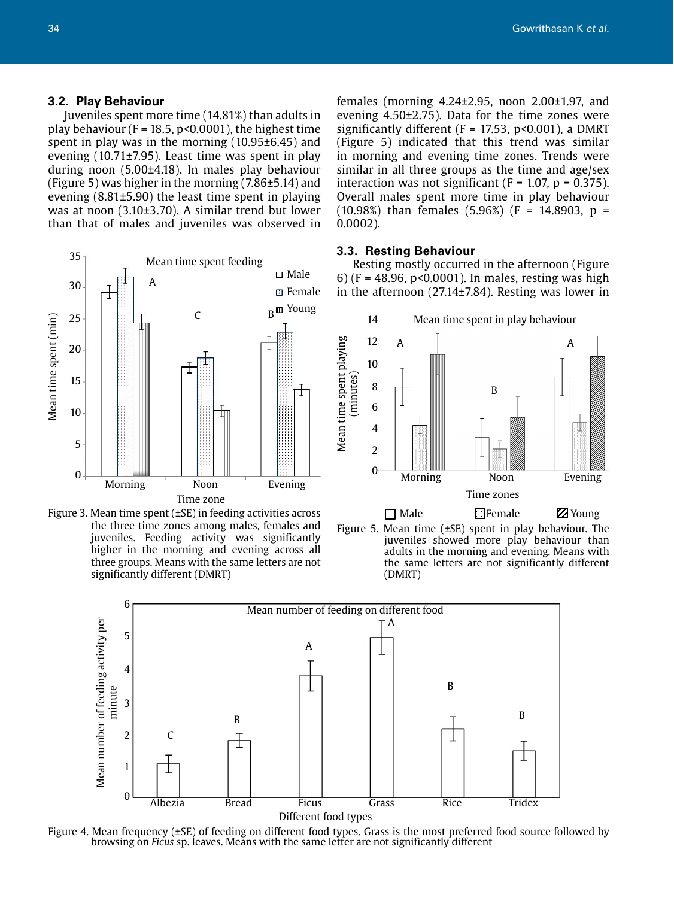## 3.2. Play Behaviour

Juveniles spent more time (14.81%) than adults in play behaviour ($F = 18.5$, $p<0.0001$), the highest time spent in play was in the morning (10.95±6.45) and evening (10.71±7.95). Least time was spent in play during noon (5.00±4.18). In males play behaviour (Figure 5) was higher in the morning (7.86±5.14) and evening (8.81±5.90) the least time spent in playing was at noon (3.10±3.70). A similar trend but lower than that of males and juveniles was observed in females (morning 4.24±2.95, noon 2.00±1.97, and evening 4.50±2.75). Data for the time zones were significantly different ($F = 17.53$, $p<0.001$), a DMRT (Figure 5) indicated that this trend was similar in morning and evening time zones. Trends were similar in all three groups as the time and age/sex interaction was not significant ($F = 1.07$, $p = 0.375$). Overall males spent more time in play behaviour (10.98%) than females (5.96%) ($F = 14.8903$, $p = 0.0002$).

## 3.3. Resting Behaviour

Resting mostly occurred in the afternoon (Figure 6) ($F = 48.96$, $p<0.0001$). In males, resting was high in the afternoon (27.14±7.84). Resting was lower in

Figure 3. Mean time spent (±SE) in feeding activities across the three time zones among males, females and juveniles. Feeding activity was significantly higher in the morning and evening across all three groups. Means with the same letters are not significantly different (DMRT)

Figure 5. Mean time (±SE) spent in play behaviour. The juveniles showed more play behaviour than adults in the morning and evening. Means with the same letters are not significantly different (DMRT)

Figure 4. Mean frequency (±SE) of feeding on different food types. Grass is the most preferred food source followed by browsing on *Ficus* sp. leaves. Means with the same letter are not significantly different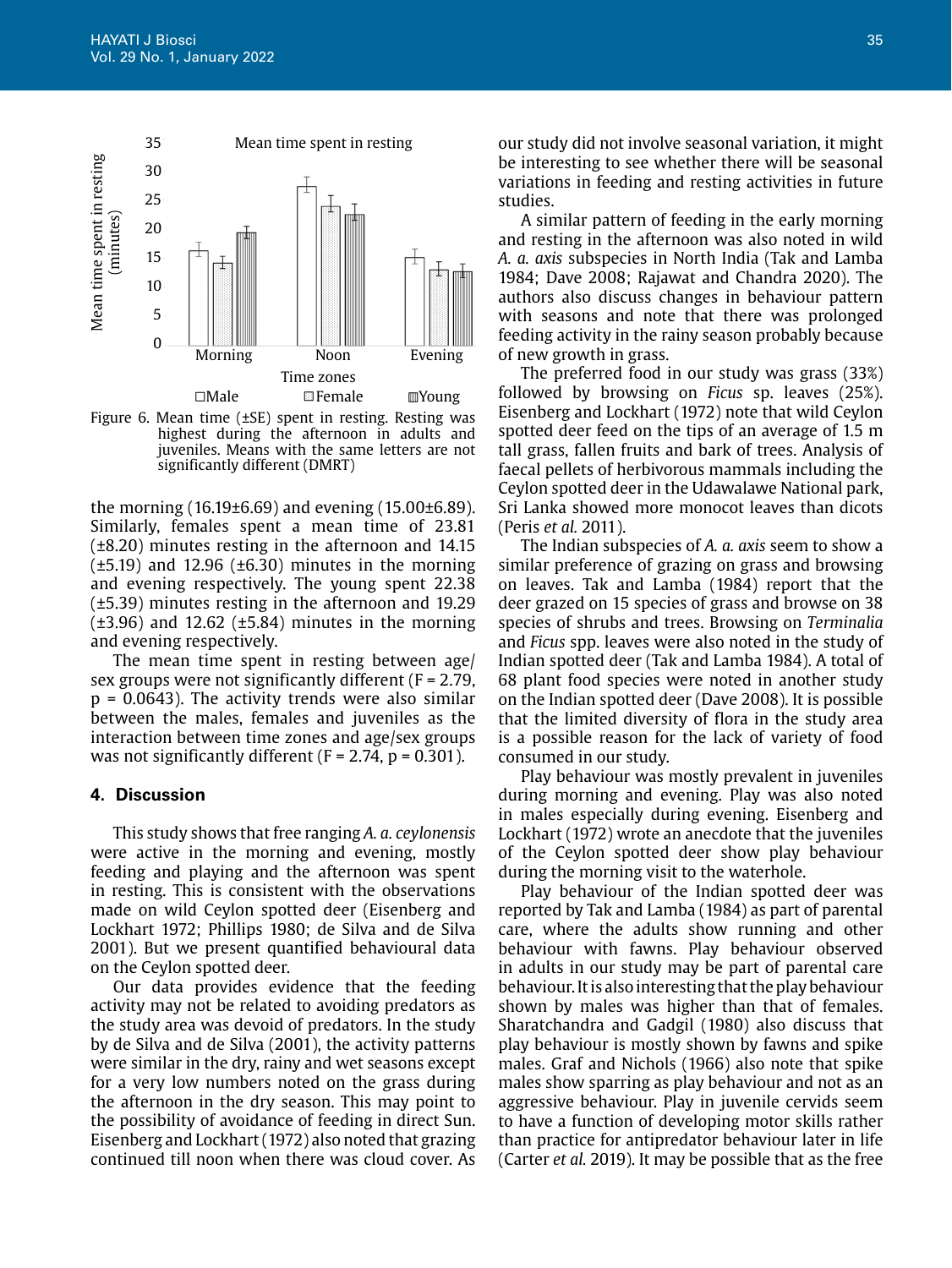Figure 6. Mean time (±SE) spent in resting. Resting was highest during the afternoon in adults and juveniles. Means with the same letters are not significantly different (DMRT)

the morning (16.19±6.69) and evening (15.00±6.89). Similarly, females spent a mean time of 23.81 (±8.20) minutes resting in the afternoon and 14.15 (±5.19) and 12.96 (±6.30) minutes in the morning and evening respectively. The young spent 22.38 (±5.39) minutes resting in the afternoon and 19.29 (±3.96) and 12.62 (±5.84) minutes in the morning and evening respectively.

The mean time spent in resting between age/sex groups were not significantly different ($F = 2.79$, $p = 0.0643$). The activity trends were also similar between the males, females and juveniles as the interaction between time zones and age/sex groups was not significantly different ($F = 2.74$, $p = 0.301$).

## 4. Discussion

This study shows that free ranging *A. a. ceylonensis* were active in the morning and evening, mostly feeding and playing and the afternoon was spent in resting. This is consistent with the observations made on wild Ceylon spotted deer (Eisenberg and Lockhart 1972; Phillips 1980; de Silva and de Silva 2001). But we present quantified behavioural data on the Ceylon spotted deer.

Our data provides evidence that the feeding activity may not be related to avoiding predators as the study area was devoid of predators. In the study by de Silva and de Silva (2001), the activity patterns were similar in the dry, rainy and wet seasons except for a very low numbers noted on the grass during the afternoon in the dry season. This may point to the possibility of avoidance of feeding in direct Sun. Eisenberg and Lockhart (1972) also noted that grazing continued till noon when there was cloud cover. As our study did not involve seasonal variation, it might be interesting to see whether there will be seasonal variations in feeding and resting activities in future studies.

A similar pattern of feeding in the early morning and resting in the afternoon was also noted in wild *A. a. axis* subspecies in North India (Tak and Lamba 1984; Dave 2008; Rajawat and Chandra 2020). The authors also discuss changes in behaviour pattern with seasons and note that there was prolonged feeding activity in the rainy season probably because of new growth in grass.

The preferred food in our study was grass (33%) followed by browsing on *Ficus* sp. leaves (25%). Eisenberg and Lockhart (1972) note that wild Ceylon spotted deer feed on the tips of an average of 1.5 m tall grass, fallen fruits and bark of trees. Analysis of faecal pellets of herbivorous mammals including the Ceylon spotted deer in the Udawalawe National park, Sri Lanka showed more monocot leaves than dicots (Peris *et al.* 2011).

The Indian subspecies of *A. a. axis* seem to show a similar preference of grazing on grass and browsing on leaves. Tak and Lamba (1984) report that the deer grazed on 15 species of grass and browse on 38 species of shrubs and trees. Browsing on *Terminalia* and *Ficus* spp. leaves were also noted in the study of Indian spotted deer (Tak and Lamba 1984). A total of 68 plant food species were noted in another study on the Indian spotted deer (Dave 2008). It is possible that the limited diversity of flora in the study area is a possible reason for the lack of variety of food consumed in our study.

Play behaviour was mostly prevalent in juveniles during morning and evening. Play was also noted in males especially during evening. Eisenberg and Lockhart (1972) wrote an anecdote that the juveniles of the Ceylon spotted deer show play behaviour during the morning visit to the waterhole.

Play behaviour of the Indian spotted deer was reported by Tak and Lamba (1984) as part of parental care, where the adults show running and other behaviour with fawns. Play behaviour observed in adults in our study may be part of parental care behaviour. It is also interesting that the play behaviour shown by males was higher than that of females. Sharatchandra and Gadgil (1980) also discuss that play behaviour is mostly shown by fawns and spike males. Graf and Nichols (1966) also note that spike males show sparring as play behaviour and not as an aggressive behaviour. Play in juvenile cervids seem to have a function of developing motor skills rather than practice for antipredator behaviour later in life (Carter *et al.* 2019). It may be possible that as the free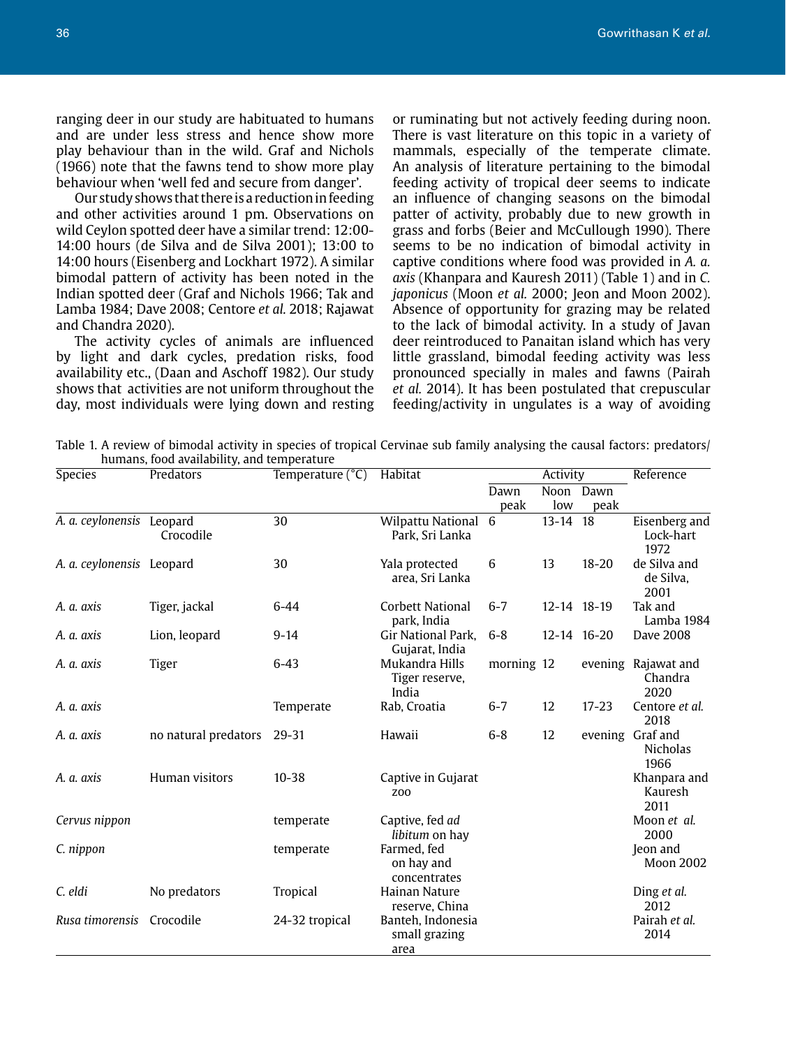ranging deer in our study are habituated to humans and are under less stress and hence show more play behaviour than in the wild. Graf and Nichols (1966) note that the fawns tend to show more play behaviour when 'well fed and secure from danger'.

Our study shows that there is a reduction in feeding and other activities around 1 pm. Observations on wild Ceylon spotted deer have a similar trend: 12:00-14:00 hours (de Silva and de Silva 2001); 13:00 to 14:00 hours (Eisenberg and Lockhart 1972). A similar bimodal pattern of activity has been noted in the Indian spotted deer (Graf and Nichols 1966; Tak and Lamba 1984; Dave 2008; Centore *et al.* 2018; Rajawat and Chandra 2020).

The activity cycles of animals are influenced by light and dark cycles, predation risks, food availability etc., (Daan and Aschoff 1982). Our study shows that activities are not uniform throughout the day, most individuals were lying down and resting or ruminating but not actively feeding during noon. There is vast literature on this topic in a variety of mammals, especially of the temperate climate. An analysis of literature pertaining to the bimodal feeding activity of tropical deer seems to indicate an influence of changing seasons on the bimodal patter of activity, probably due to new growth in grass and forbs (Beier and McCullough 1990). There seems to be no indication of bimodal activity in captive conditions where food was provided in *A. a. axis* (Khanpara and Kauresh 2011) (Table 1) and in *C. japonicus* (Moon *et al.* 2000; Jeon and Moon 2002). Absence of opportunity for grazing may be related to the lack of bimodal activity. In a study of Javan deer reintroduced to Panaitan island which has very little grassland, bimodal feeding activity was less pronounced specially in males and fawns (Pairah *et al.* 2014). It has been postulated that crepuscular feeding/activity in ungulates is a way of avoiding

Table 1. A review of bimodal activity in species of tropical Cervinae sub family analysing the causal factors: predators/humans, food availability, and temperature

| Species | Predators | Temperature (°C) | Habitat | Activity | | | Reference |
|---|---|---|---|---|---|---|---|
| | | | | Dawn peak | Noon low | Dawn peak | |
| *A. a. ceylonensis* | Leopard Crocodile | 30 | Wilpattu National Park, Sri Lanka | 6 | 13-14 | 18 | Eisenberg and Lock-hart 1972 |
| *A. a. ceylonensis* | Leopard | 30 | Yala protected area, Sri Lanka | 6 | 13 | 18-20 | de Silva and de Silva, 2001 |
| *A. a. axis* | Tiger, jackal | 6-44 | Corbett National park, India | 6-7 | 12-14 | 18-19 | Tak and Lamba 1984 |
| *A. a. axis* | Lion, leopard | 9-14 | Gir National Park, Gujarat, India | 6-8 | 12-14 | 16-20 | Dave 2008 |
| *A. a. axis* | Tiger | 6-43 | Mukandra Hills Tiger reserve, India | morning | 12 | evening | Rajawat and Chandra 2020 |
| *A. a. axis* | | Temperate | Rab, Croatia | 6-7 | 12 | 17-23 | Centore *et al.* 2018 |
| *A. a. axis* | no natural predators | 29-31 | Hawaii | 6-8 | 12 | evening | Graf and Nicholas 1966 |
| *A. a. axis* | Human visitors | 10-38 | Captive in Gujarat zoo | | | | Khanpara and Kauresh 2011 |
| *Cervus nippon* | | temperate | Captive, fed *ad libitum* on hay | | | | Moon *et al.* 2000 |
| *C. nippon* | | temperate | Farmed, fed on hay and concentrates | | | | Jeon and Moon 2002 |
| *C. eldi* | No predators | Tropical | Hainan Nature reserve, China | | | | Ding *et al.* 2012 |
| *Rusa timorensis* | Crocodile | 24-32 tropical | Banteh, Indonesia small grazing area | | | | Pairah *et al.* 2014 |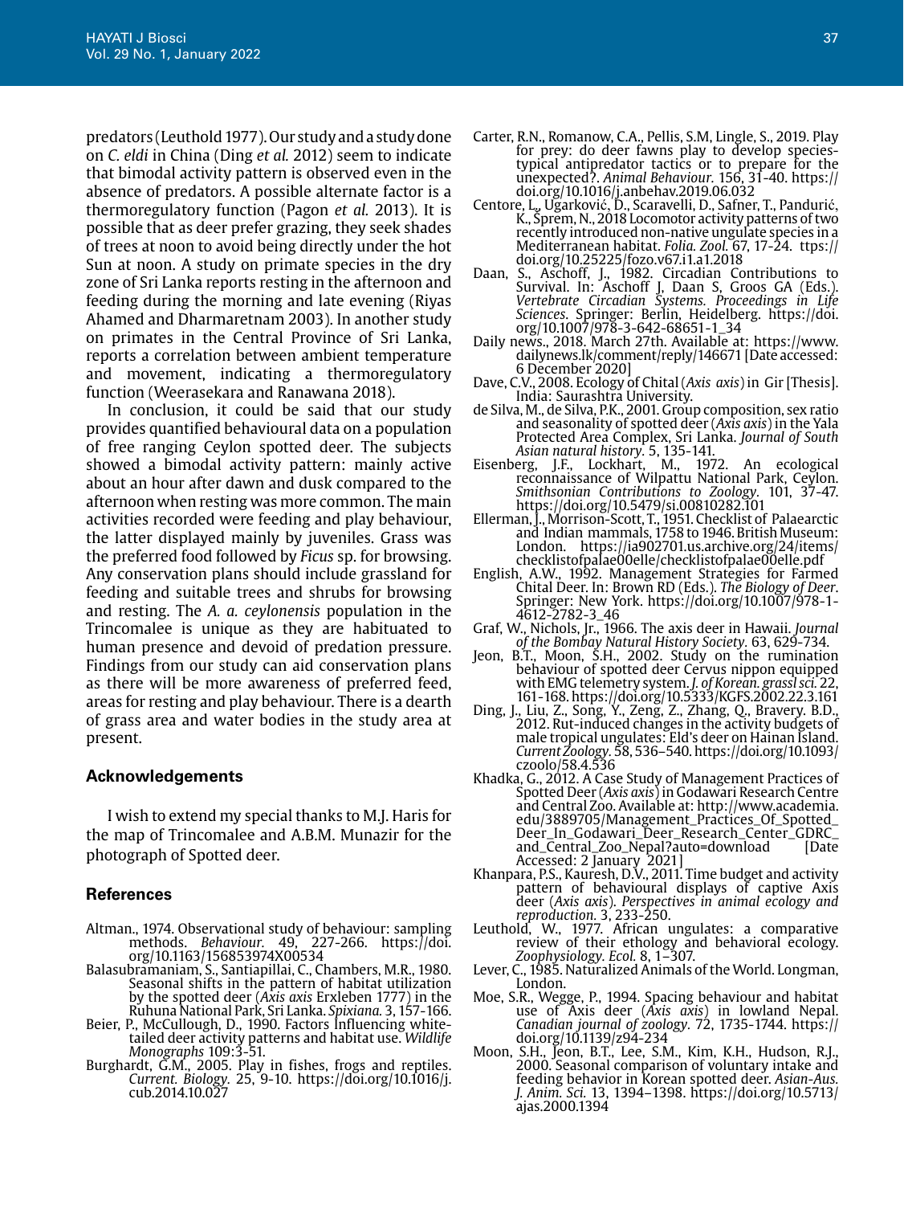predators (Leuthold 1977). Our study and a study done on *C. eldi* in China (Ding *et al.* 2012) seem to indicate that bimodal activity pattern is observed even in the absence of predators. A possible alternate factor is a thermoregulatory function (Pagon *et al.* 2013). It is possible that as deer prefer grazing, they seek shades of trees at noon to avoid being directly under the hot Sun at noon. A study on primate species in the dry zone of Sri Lanka reports resting in the afternoon and feeding during the morning and late evening (Riyas Ahamed and Dharmaretnam 2003). In another study on primates in the Central Province of Sri Lanka, reports a correlation between ambient temperature and movement, indicating a thermoregulatory function (Weerasekara and Ranawana 2018).

In conclusion, it could be said that our study provides quantified behavioural data on a population of free ranging Ceylon spotted deer. The subjects showed a bimodal activity pattern: mainly active about an hour after dawn and dusk compared to the afternoon when resting was more common. The main activities recorded were feeding and play behaviour, the latter displayed mainly by juveniles. Grass was the preferred food followed by *Ficus* sp. for browsing. Any conservation plans should include grassland for feeding and suitable trees and shrubs for browsing and resting. The *A. a. ceylonensis* population in the Trincomalee is unique as they are habituated to human presence and devoid of predation pressure. Findings from our study can aid conservation plans as there will be more awareness of preferred feed, areas for resting and play behaviour. There is a dearth of grass area and water bodies in the study area at present.

## Acknowledgements

I wish to extend my special thanks to M.J. Haris for the map of Trincomalee and A.B.M. Munazir for the photograph of Spotted deer.

## References

Altman., 1974. Observational study of behaviour: sampling methods. *Behaviour.* 49, 227-266. https://doi.org/10.1163/156853974X00534

Balasubramaniam, S., Santiapillai, C., Chambers, M.R., 1980. Seasonal shifts in the pattern of habitat utilization by the spotted deer (*Axis axis* Erxleben 1777) in the Ruhuna National Park, Sri Lanka. *Spixiana.* 3, 157-166.

Beier, P., McCullough, D., 1990. Factors Influencing white-tailed deer activity patterns and habitat use. *Wildlife Monographs* 109:3-51.

Burghardt, G.M., 2005. Play in fishes, frogs and reptiles. *Current. Biology.* 25, 9-10. https://doi.org/10.1016/j.cub.2014.10.027

Carter, R.N., Romanow, C.A., Pellis, S.M, Lingle, S., 2019. Play for prey: do deer fawns play to develop species-typical antipredator tactics or to prepare for the unexpected?. *Animal Behaviour.* 156, 31-40. https://doi.org/10.1016/j.anbehav.2019.06.032

Centore, L., Ugarković, D., Scaravelli, D., Safner, T., Pandurić, K., Šprem, N., 2018 Locomotor activity patterns of two recently introduced non-native ungulate species in a Mediterranean habitat. *Folia. Zool.* 67, 17-24. ttps://doi.org/10.25225/fozo.v67.i1.a1.2018

Daan, S., Aschoff, J., 1982. Circadian Contributions to Survival. In: Aschoff J, Daan S, Groos GA (Eds.). *Vertebrate Circadian Systems. Proceedings in Life Sciences.* Springer: Berlin, Heidelberg. https://doi.org/10.1007/978-3-642-68651-1_34

Daily news., 2018. March 27th. Available at: https://www.dailynews.lk/comment/reply/146671 [Date accessed: 6 December 2020]

Dave, C.V., 2008. Ecology of Chital (*Axis axis*) in Gir [Thesis]. India: Saurashtra University.

de Silva, M., de Silva, P.K., 2001. Group composition, sex ratio and seasonality of spotted deer (*Axis axis*) in the Yala Protected Area Complex, Sri Lanka. *Journal of South Asian natural history.* 5, 135-141.

Eisenberg, J.F., Lockhart, M., 1972. An ecological reconnaissance of Wilpattu National Park, Ceylon. *Smithsonian Contributions to Zoology.* 101, 37-47. https://doi.org/10.5479/si.00810282.101

Ellerman, J., Morrison-Scott, T., 1951. Checklist of Palaearctic and Indian mammals, 1758 to 1946. British Museum: London. https://ia902701.us.archive.org/24/items/checklistofpalae00elle/checklistofpalae00elle.pdf

English, A.W., 1992. Management Strategies for Farmed Chital Deer. In: Brown RD (Eds.). *The Biology of Deer.* Springer: New York. https://doi.org/10.1007/978-1-4612-2782-3_46

Graf, W., Nichols, Jr., 1966. The axis deer in Hawaii. *Journal of the Bombay Natural History Society.* 63, 629-734.

Jeon, B.T., Moon, S.H., 2002. Study on the rumination behaviour of spotted deer Cervus nippon equipped with EMG telemetry system. *J. of Korean. grassl sci.* 22, 161-168. https://doi.org/10.5333/KGFS.2002.22.3.161

Ding, J., Liu, Z., Song, Y., Zeng, Z., Zhang, Q., Bravery. B.D., 2012. Rut-induced changes in the activity budgets of male tropical ungulates: Eld's deer on Hainan Island. *Current Zoology.* 58, 536–540. https://doi.org/10.1093/czoolo/58.4.536

Khadka, G., 2012. A Case Study of Management Practices of Spotted Deer (*Axis axis*) in Godawari Research Centre and Central Zoo. Available at: http://www.academia.edu/3889705/Management_Practices_Of_Spotted_Deer_In_Godawari_Deer_Research_Center_GDRC_and_Central_Zoo_Nepal?auto=download [Date Accessed: 2 January 2021]

Khanpara, P.S., Kauresh, D.V., 2011. Time budget and activity pattern of behavioural displays of captive Axis deer (*Axis axis*). *Perspectives in animal ecology and reproduction.* 3, 233-250.

Leuthold, W., 1977. African ungulates: a comparative review of their ethology and behavioral ecology. *Zoophysiology. Ecol.* 8, 1–307.

Lever, C., 1985. Naturalized Animals of the World. Longman, London.

Moe, S.R., Wegge, P., 1994. Spacing behaviour and habitat use of Axis deer (*Axis axis*) in lowland Nepal. *Canadian journal of zoology.* 72, 1735-1744. https://doi.org/10.1139/z94-234

Moon, S.H., Jeon, B.T., Lee, S.M., Kim, K.H., Hudson, R.J., 2000. Seasonal comparison of voluntary intake and feeding behavior in Korean spotted deer. *Asian-Aus. J. Anim. Sci.* 13, 1394–1398. https://doi.org/10.5713/ajas.2000.1394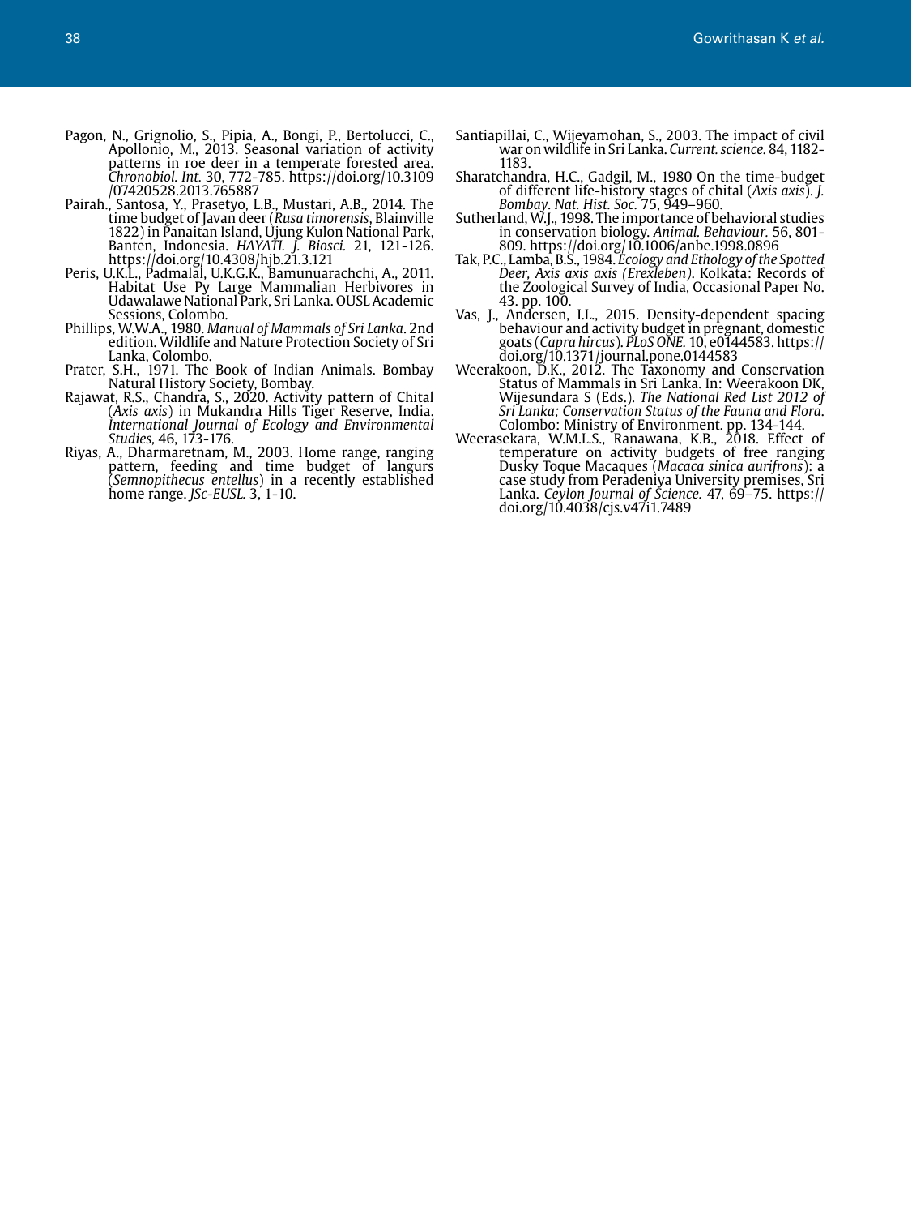Pagon, N., Grignolio, S., Pipia, A., Bongi, P., Bertolucci, C., Apollonio, M., 2013. Seasonal variation of activity patterns in roe deer in a temperate forested area. *Chronobiol. Int.* 30, 772-785. https://doi.org/10.3109/07420528.2013.765887

Pairah., Santosa, Y., Prasetyo, L.B., Mustari, A.B., 2014. The time budget of Javan deer (*Rusa timorensis*, Blainville 1822) in Panaitan Island, Ujung Kulon National Park, Banten, Indonesia. *HAYATI. J. Biosci.* 21, 121-126. https://doi.org/10.4308/hjb.21.3.121

Peris, U.K.L., Padmalal, U.K.G.K., Bamunuarachchi, A., 2011. Habitat Use Py Large Mammalian Herbivores in Udawalawe National Park, Sri Lanka. OUSL Academic Sessions, Colombo.

Phillips, W.W.A., 1980. *Manual of Mammals of Sri Lanka*. 2nd edition. Wildlife and Nature Protection Society of Sri Lanka, Colombo.

Prater, S.H., 1971. The Book of Indian Animals. Bombay Natural History Society, Bombay.

Rajawat, R.S., Chandra, S., 2020. Activity pattern of Chital (*Axis axis*) in Mukandra Hills Tiger Reserve, India. *International Journal of Ecology and Environmental Studies,* 46, 173-176.

Riyas, A., Dharmaretnam, M., 2003. Home range, ranging pattern, feeding and time budget of langurs (*Semnopithecus entellus*) in a recently established home range. *JSc-EUSL.* 3, 1-10.

Santiapillai, C., Wijeyamohan, S., 2003. The impact of civil war on wildlife in Sri Lanka. *Current. science.* 84, 1182-1183.

Sharatchandra, H.C., Gadgil, M., 1980 On the time-budget of different life-history stages of chital (*Axis axis*). *J. Bombay. Nat. Hist. Soc.* 75, 949–960.

Sutherland, W.J., 1998. The importance of behavioral studies in conservation biology. *Animal. Behaviour.* 56, 801-809. https://doi.org/10.1006/anbe.1998.0896

Tak, P.C., Lamba, B.S., 1984. *Ecology and Ethology of the Spotted Deer, Axis axis axis (Erexleben)*. Kolkata: Records of the Zoological Survey of India, Occasional Paper No. 43. pp. 100.

Vas, J., Andersen, I.L., 2015. Density-dependent spacing behaviour and activity budget in pregnant, domestic goats (*Capra hircus*). *PLoS ONE.* 10, e0144583. https://doi.org/10.1371/journal.pone.0144583

Weerakoon, D.K., 2012. The Taxonomy and Conservation Status of Mammals in Sri Lanka. In: Weerakoon DK, Wijesundara S (Eds.). *The National Red List 2012 of Sri Lanka; Conservation Status of the Fauna and Flora*. Colombo: Ministry of Environment. pp. 134-144.

Weerasekara, W.M.L.S., Ranawana, K.B., 2018. Effect of temperature on activity budgets of free ranging Dusky Toque Macaques (*Macaca sinica aurifrons*): a case study from Peradeniya University premises, Sri Lanka. *Ceylon Journal of Science.* 47, 69–75. https://doi.org/10.4038/cjs.v47i1.7489